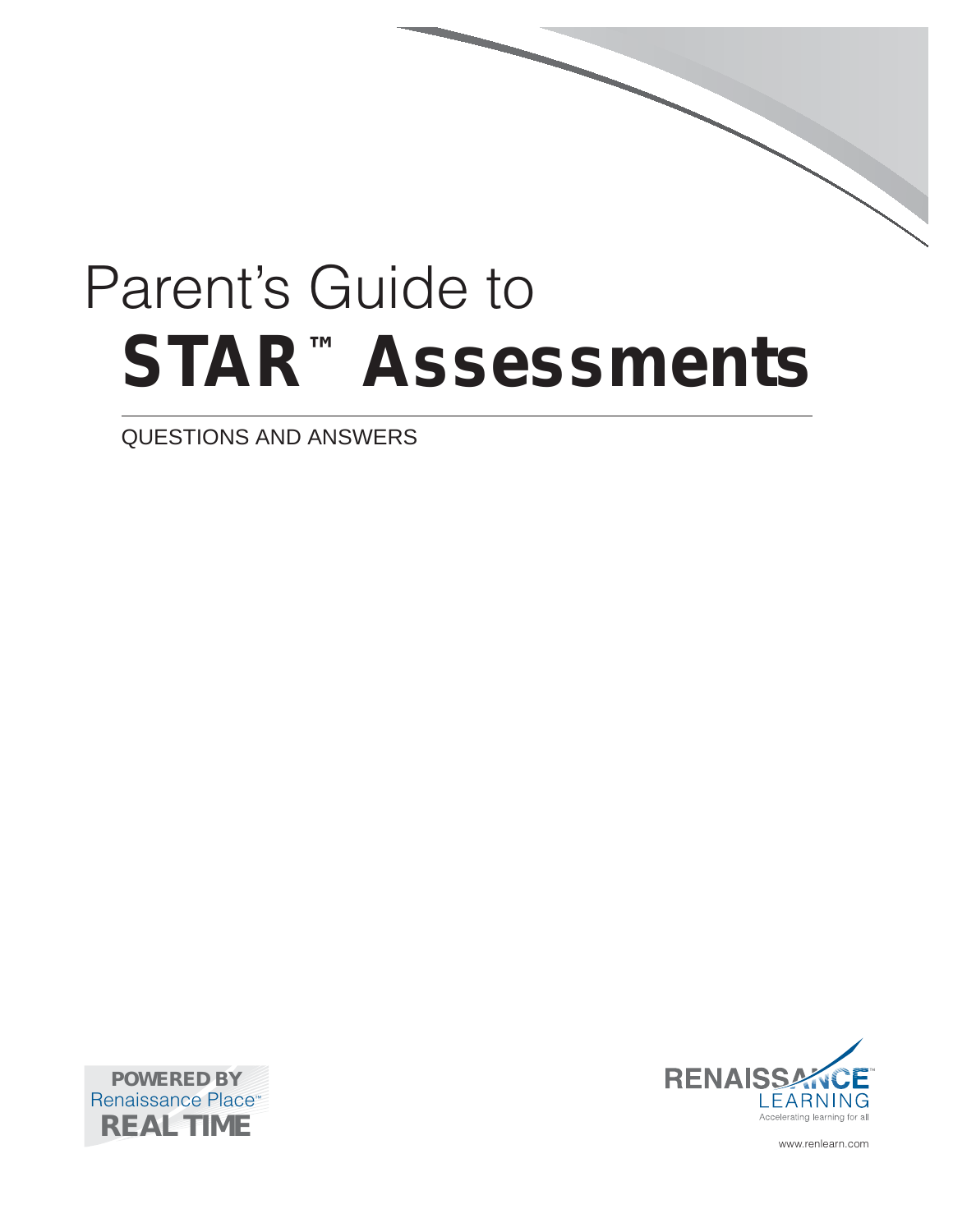# Parent's Guide to STAR™ Assessments

QUESTIONS AND ANSWERS

POWERED BY
Renaissance Place™
REAL TIME

RENAISSANCE™ LEARNING
Accelerating learning for all

www.renlearn.com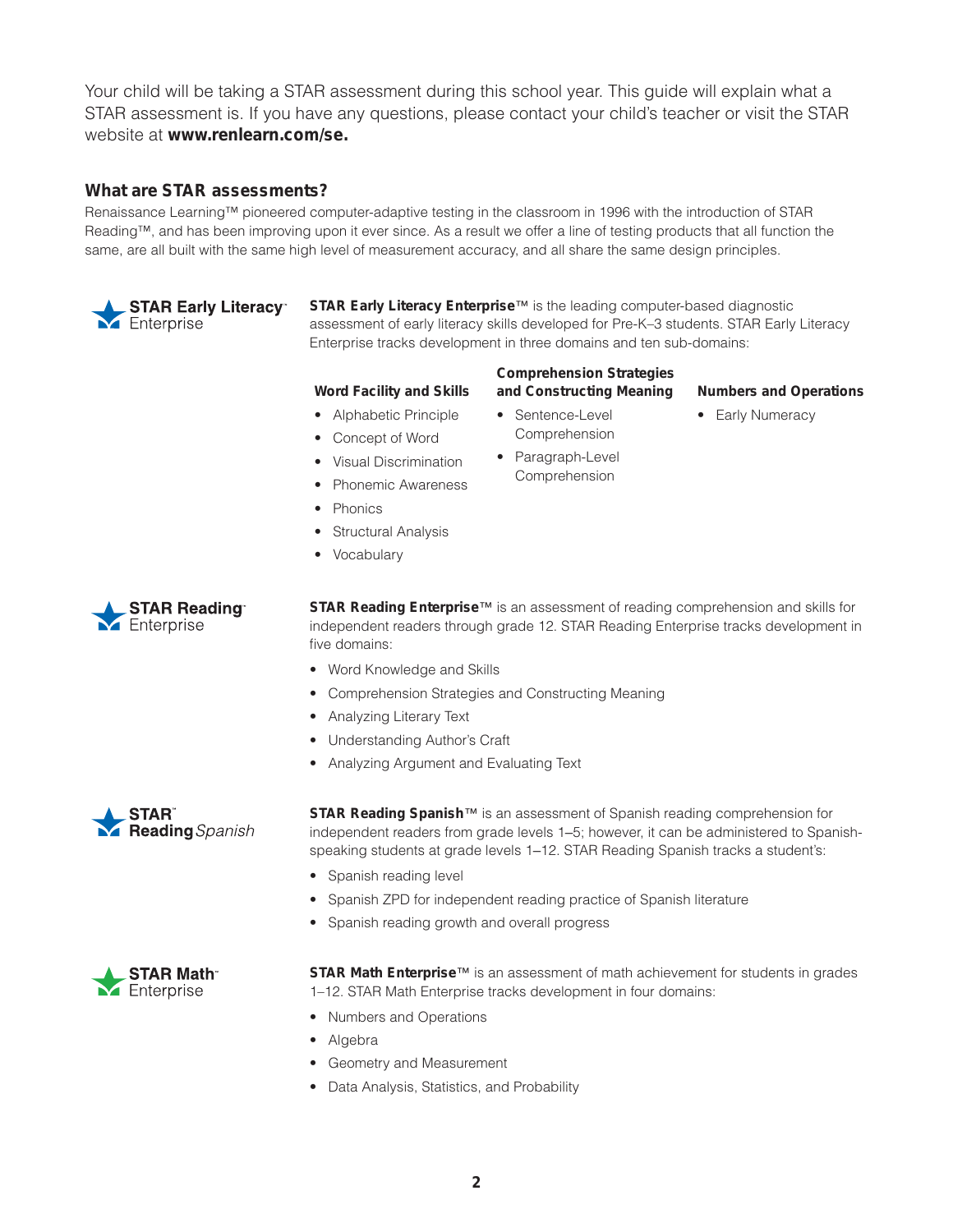Your child will be taking a STAR assessment during this school year. This guide will explain what a STAR assessment is. If you have any questions, please contact your child's teacher or visit the STAR website at **www.renlearn.com/se.**

## What are STAR assessments?

Renaissance Learning™ pioneered computer-adaptive testing in the classroom in 1996 with the introduction of STAR Reading™, and has been improving upon it ever since. As a result we offer a line of testing products that all function the same, are all built with the same high level of measurement accuracy, and all share the same design principles.

### STAR Early Literacy Enterprise

**STAR Early Literacy Enterprise™** is the leading computer-based diagnostic assessment of early literacy skills developed for Pre-K–3 students. STAR Early Literacy Enterprise tracks development in three domains and ten sub-domains:

**Word Facility and Skills**

- Alphabetic Principle
- Concept of Word
- Visual Discrimination
- Phonemic Awareness
- Phonics
- Structural Analysis
- Vocabulary

**Comprehension Strategies and Constructing Meaning**

- Sentence-Level Comprehension
- Paragraph-Level Comprehension

**Numbers and Operations**

- Early Numeracy

### STAR Reading Enterprise

**STAR Reading Enterprise™** is an assessment of reading comprehension and skills for independent readers through grade 12. STAR Reading Enterprise tracks development in five domains:

- Word Knowledge and Skills
- Comprehension Strategies and Constructing Meaning
- Analyzing Literary Text
- Understanding Author's Craft
- Analyzing Argument and Evaluating Text

### STAR Reading *Spanish*

**STAR Reading Spanish™** is an assessment of Spanish reading comprehension for independent readers from grade levels 1–5; however, it can be administered to Spanish-speaking students at grade levels 1–12. STAR Reading Spanish tracks a student's:

- Spanish reading level
- Spanish ZPD for independent reading practice of Spanish literature
- Spanish reading growth and overall progress

### STAR Math Enterprise

**STAR Math Enterprise™** is an assessment of math achievement for students in grades 1–12. STAR Math Enterprise tracks development in four domains:

- Numbers and Operations
- Algebra
- Geometry and Measurement
- Data Analysis, Statistics, and Probability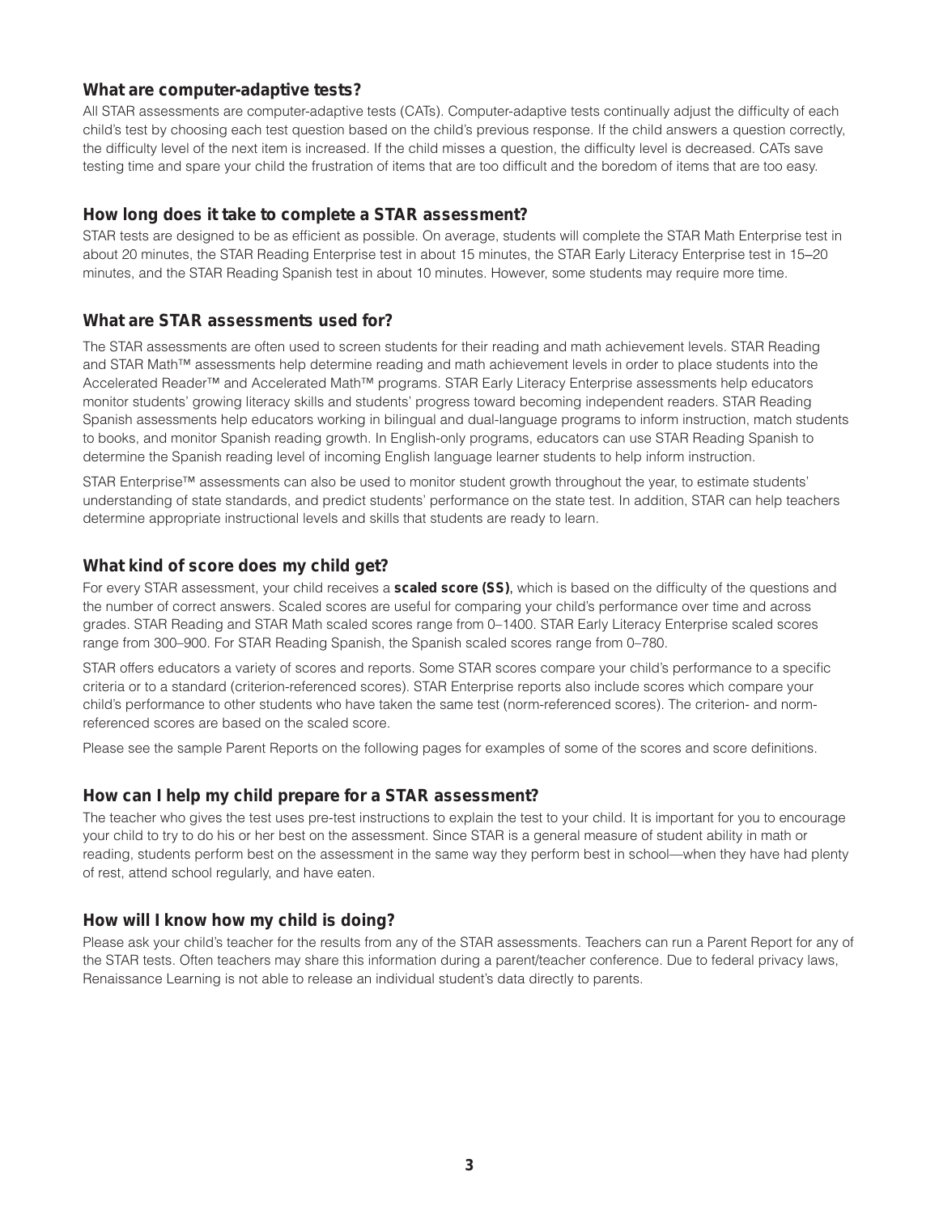## What are computer-adaptive tests?

All STAR assessments are computer-adaptive tests (CATs). Computer-adaptive tests continually adjust the difficulty of each child's test by choosing each test question based on the child's previous response. If the child answers a question correctly, the difficulty level of the next item is increased. If the child misses a question, the difficulty level is decreased. CATs save testing time and spare your child the frustration of items that are too difficult and the boredom of items that are too easy.

## How long does it take to complete a STAR assessment?

STAR tests are designed to be as efficient as possible. On average, students will complete the STAR Math Enterprise test in about 20 minutes, the STAR Reading Enterprise test in about 15 minutes, the STAR Early Literacy Enterprise test in 15–20 minutes, and the STAR Reading Spanish test in about 10 minutes. However, some students may require more time.

## What are STAR assessments used for?

The STAR assessments are often used to screen students for their reading and math achievement levels. STAR Reading and STAR Math™ assessments help determine reading and math achievement levels in order to place students into the Accelerated Reader™ and Accelerated Math™ programs. STAR Early Literacy Enterprise assessments help educators monitor students' growing literacy skills and students' progress toward becoming independent readers. STAR Reading Spanish assessments help educators working in bilingual and dual-language programs to inform instruction, match students to books, and monitor Spanish reading growth. In English-only programs, educators can use STAR Reading Spanish to determine the Spanish reading level of incoming English language learner students to help inform instruction.

STAR Enterprise™ assessments can also be used to monitor student growth throughout the year, to estimate students' understanding of state standards, and predict students' performance on the state test. In addition, STAR can help teachers determine appropriate instructional levels and skills that students are ready to learn.

## What kind of score does my child get?

For every STAR assessment, your child receives a **scaled score (SS)**, which is based on the difficulty of the questions and the number of correct answers. Scaled scores are useful for comparing your child's performance over time and across grades. STAR Reading and STAR Math scaled scores range from 0–1400. STAR Early Literacy Enterprise scaled scores range from 300–900. For STAR Reading Spanish, the Spanish scaled scores range from 0–780.

STAR offers educators a variety of scores and reports. Some STAR scores compare your child's performance to a specific criteria or to a standard (criterion-referenced scores). STAR Enterprise reports also include scores which compare your child's performance to other students who have taken the same test (norm-referenced scores). The criterion- and norm-referenced scores are based on the scaled score.

Please see the sample Parent Reports on the following pages for examples of some of the scores and score definitions.

## How can I help my child prepare for a STAR assessment?

The teacher who gives the test uses pre-test instructions to explain the test to your child. It is important for you to encourage your child to try to do his or her best on the assessment. Since STAR is a general measure of student ability in math or reading, students perform best on the assessment in the same way they perform best in school—when they have had plenty of rest, attend school regularly, and have eaten.

## How will I know how my child is doing?

Please ask your child's teacher for the results from any of the STAR assessments. Teachers can run a Parent Report for any of the STAR tests. Often teachers may share this information during a parent/teacher conference. Due to federal privacy laws, Renaissance Learning is not able to release an individual student's data directly to parents.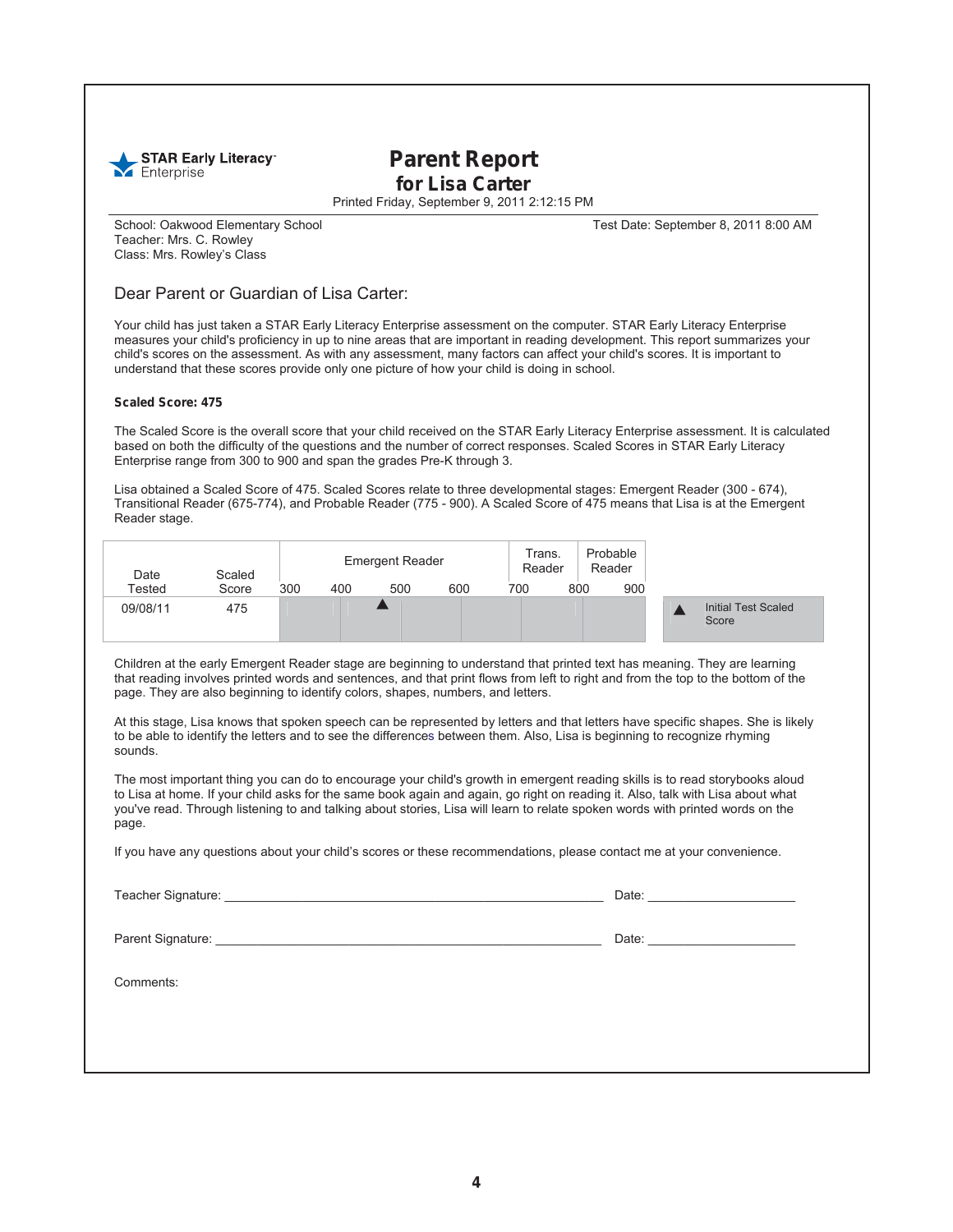STAR Early Literacy Enterprise

# Parent Report
## for Lisa Carter

Printed Friday, September 9, 2011 2:12:15 PM

School: Oakwood Elementary School
Teacher: Mrs. C. Rowley
Class: Mrs. Rowley's Class

Test Date: September 8, 2011 8:00 AM

Dear Parent or Guardian of Lisa Carter:

Your child has just taken a STAR Early Literacy Enterprise assessment on the computer. STAR Early Literacy Enterprise measures your child's proficiency in up to nine areas that are important in reading development. This report summarizes your child's scores on the assessment. As with any assessment, many factors can affect your child's scores. It is important to understand that these scores provide only one picture of how your child is doing in school.

**Scaled Score: 475**

The Scaled Score is the overall score that your child received on the STAR Early Literacy Enterprise assessment. It is calculated based on both the difficulty of the questions and the number of correct responses. Scaled Scores in STAR Early Literacy Enterprise range from 300 to 900 and span the grades Pre-K through 3.

Lisa obtained a Scaled Score of 475. Scaled Scores relate to three developmental stages: Emergent Reader (300 - 674), Transitional Reader (675-774), and Probable Reader (775 - 900). A Scaled Score of 475 means that Lisa is at the Emergent Reader stage.

| Date Tested | Scaled Score | Emergent Reader (300–674) | Trans. Reader (675–774) | Probable Reader (775–900) |
|---|---|---|---|---|
| 09/08/11 | 475 | ▲ (475) | | |

▲ Initial Test Scaled Score

Children at the early Emergent Reader stage are beginning to understand that printed text has meaning. They are learning that reading involves printed words and sentences, and that print flows from left to right and from the top to the bottom of the page. They are also beginning to identify colors, shapes, numbers, and letters.

At this stage, Lisa knows that spoken speech can be represented by letters and that letters have specific shapes. She is likely to be able to identify the letters and to see the differences between them. Also, Lisa is beginning to recognize rhyming sounds.

The most important thing you can do to encourage your child's growth in emergent reading skills is to read storybooks aloud to Lisa at home. If your child asks for the same book again and again, go right on reading it. Also, talk with Lisa about what you've read. Through listening to and talking about stories, Lisa will learn to relate spoken words with printed words on the page.

If you have any questions about your child's scores or these recommendations, please contact me at your convenience.

Teacher Signature: ______________________________ Date: ________________

Parent Signature: ______________________________ Date: ________________

Comments: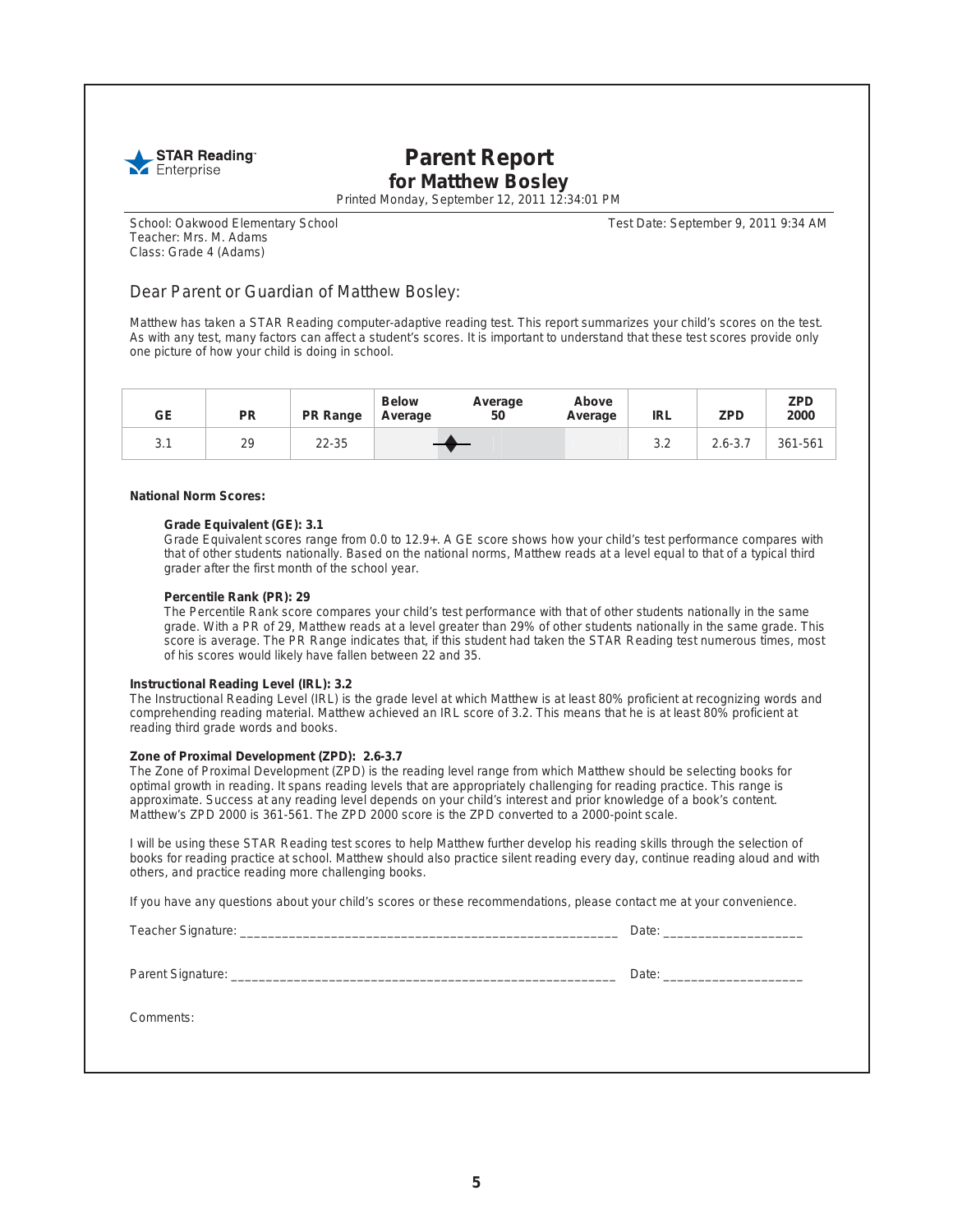STAR Reading Enterprise

# Parent Report
## for Matthew Bosley

Printed Monday, September 12, 2011 12:34:01 PM

School: Oakwood Elementary School
Teacher: Mrs. M. Adams
Class: Grade 4 (Adams)

Test Date: September 9, 2011 9:34 AM

### Dear Parent or Guardian of Matthew Bosley:

Matthew has taken a STAR Reading computer-adaptive reading test. This report summarizes your child's scores on the test. As with any test, many factors can affect a student's scores. It is important to understand that these test scores provide only one picture of how your child is doing in school.

| GE | PR | PR Range | Below Average | Average 50 | Above Average | IRL | ZPD | ZPD 2000 |
|---|---|---|---|---|---|---|---|---|
| 3.1 | 29 | 22-35 | | ◆ | | 3.2 | 2.6-3.7 | 361-561 |

**National Norm Scores:**

**Grade Equivalent (GE): 3.1**
Grade Equivalent scores range from 0.0 to 12.9+. A GE score shows how your child's test performance compares with that of other students nationally. Based on the national norms, Matthew reads at a level equal to that of a typical third grader after the first month of the school year.

**Percentile Rank (PR): 29**
The Percentile Rank score compares your child's test performance with that of other students nationally in the same grade. With a PR of 29, Matthew reads at a level greater than 29% of other students nationally in the same grade. This score is average. The PR Range indicates that, if this student had taken the STAR Reading test numerous times, most of his scores would likely have fallen between 22 and 35.

**Instructional Reading Level (IRL): 3.2**
The Instructional Reading Level (IRL) is the grade level at which Matthew is at least 80% proficient at recognizing words and comprehending reading material. Matthew achieved an IRL score of 3.2. This means that he is at least 80% proficient at reading third grade words and books.

**Zone of Proximal Development (ZPD): 2.6-3.7**
The Zone of Proximal Development (ZPD) is the reading level range from which Matthew should be selecting books for optimal growth in reading. It spans reading levels that are appropriately challenging for reading practice. This range is approximate. Success at any reading level depends on your child's interest and prior knowledge of a book's content. Matthew's ZPD 2000 is 361-561. The ZPD 2000 score is the ZPD converted to a 2000-point scale.

I will be using these STAR Reading test scores to help Matthew further develop his reading skills through the selection of books for reading practice at school. Matthew should also practice silent reading every day, continue reading aloud and with others, and practice reading more challenging books.

If you have any questions about your child's scores or these recommendations, please contact me at your convenience.

Teacher Signature: ______________________________________________________ Date: ___________________

Parent Signature: _______________________________________________________ Date: ___________________

Comments: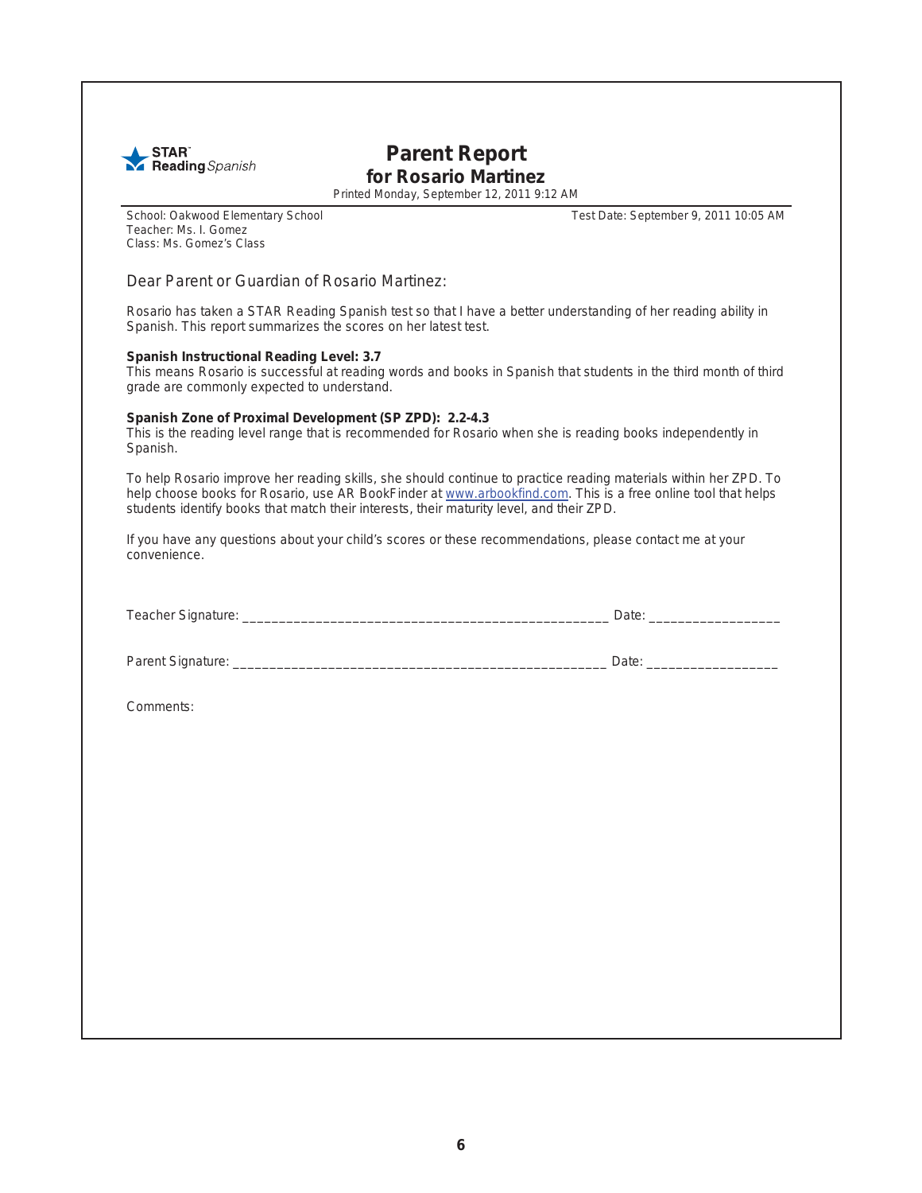STAR Reading *Spanish*

# Parent Report
## for Rosario Martinez

Printed Monday, September 12, 2011 9:12 AM

School: Oakwood Elementary School
Teacher: Ms. I. Gomez
Class: Ms. Gomez's Class

Test Date: September 9, 2011 10:05 AM

Dear Parent or Guardian of Rosario Martinez:

Rosario has taken a STAR Reading Spanish test so that I have a better understanding of her reading ability in Spanish. This report summarizes the scores on her latest test.

**Spanish Instructional Reading Level: 3.7**
This means Rosario is successful at reading words and books in Spanish that students in the third month of third grade are commonly expected to understand.

**Spanish Zone of Proximal Development (SP ZPD): 2.2-4.3**
This is the reading level range that is recommended for Rosario when she is reading books independently in Spanish.

To help Rosario improve her reading skills, she should continue to practice reading materials within her ZPD. To help choose books for Rosario, use AR BookFinder at www.arbookfind.com. This is a free online tool that helps students identify books that match their interests, their maturity level, and their ZPD.

If you have any questions about your child's scores or these recommendations, please contact me at your convenience.

Teacher Signature: ____________________________________________ Date: ________________

Parent Signature: ____________________________________________ Date: ________________

Comments: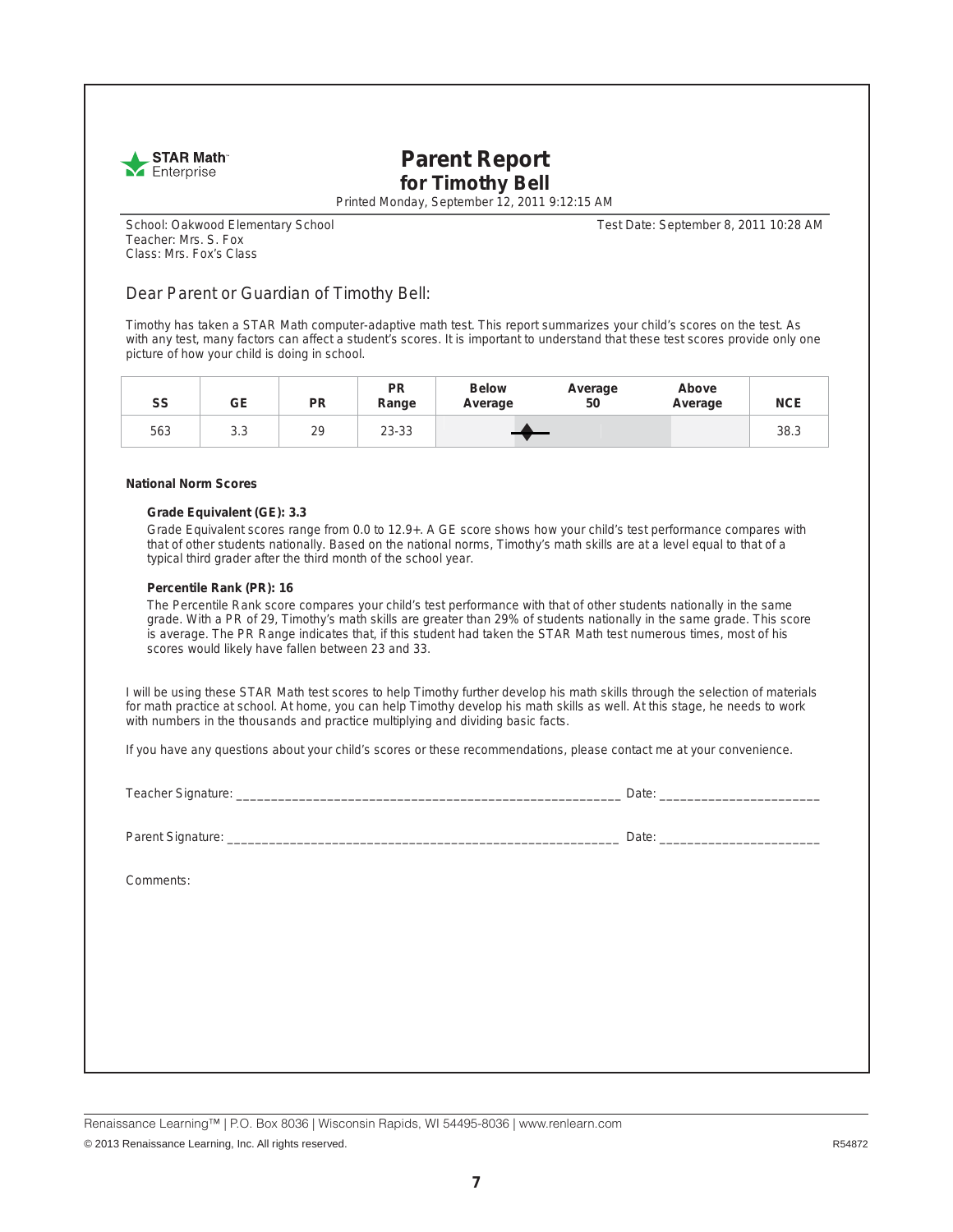STAR Math™ Enterprise

# Parent Report
## for Timothy Bell

Printed Monday, September 12, 2011 9:12:15 AM

School: Oakwood Elementary School
Teacher: Mrs. S. Fox
Class: Mrs. Fox's Class

Test Date: September 8, 2011 10:28 AM

### Dear Parent or Guardian of Timothy Bell:

Timothy has taken a STAR Math computer-adaptive math test. This report summarizes your child's scores on the test. As with any test, many factors can affect a student's scores. It is important to understand that these test scores provide only one picture of how your child is doing in school.

| SS | GE | PR | PR Range | Below Average | Average 50 | Above Average | NCE |
|---|---|---|---|---|---|---|---|
| 563 | 3.3 | 29 | 23-33 | | | | 38.3 |

**National Norm Scores**

**Grade Equivalent (GE): 3.3**
Grade Equivalent scores range from 0.0 to 12.9+. A GE score shows how your child's test performance compares with that of other students nationally. Based on the national norms, Timothy's math skills are at a level equal to that of a typical third grader after the third month of the school year.

**Percentile Rank (PR): 16**
The Percentile Rank score compares your child's test performance with that of other students nationally in the same grade. With a PR of 29, Timothy's math skills are greater than 29% of students nationally in the same grade. This score is average. The PR Range indicates that, if this student had taken the STAR Math test numerous times, most of his scores would likely have fallen between 23 and 33.

I will be using these STAR Math test scores to help Timothy further develop his math skills through the selection of materials for math practice at school. At home, you can help Timothy develop his math skills as well. At this stage, he needs to work with numbers in the thousands and practice multiplying and dividing basic facts.

If you have any questions about your child's scores or these recommendations, please contact me at your convenience.

Teacher Signature: _______________________________________________________ Date: ______________________

Parent Signature: ________________________________________________________ Date: ______________________

Comments:

Renaissance Learning™ | P.O. Box 8036 | Wisconsin Rapids, WI 54495-8036 | www.renlearn.com
© 2013 Renaissance Learning, Inc. All rights reserved.

R54872